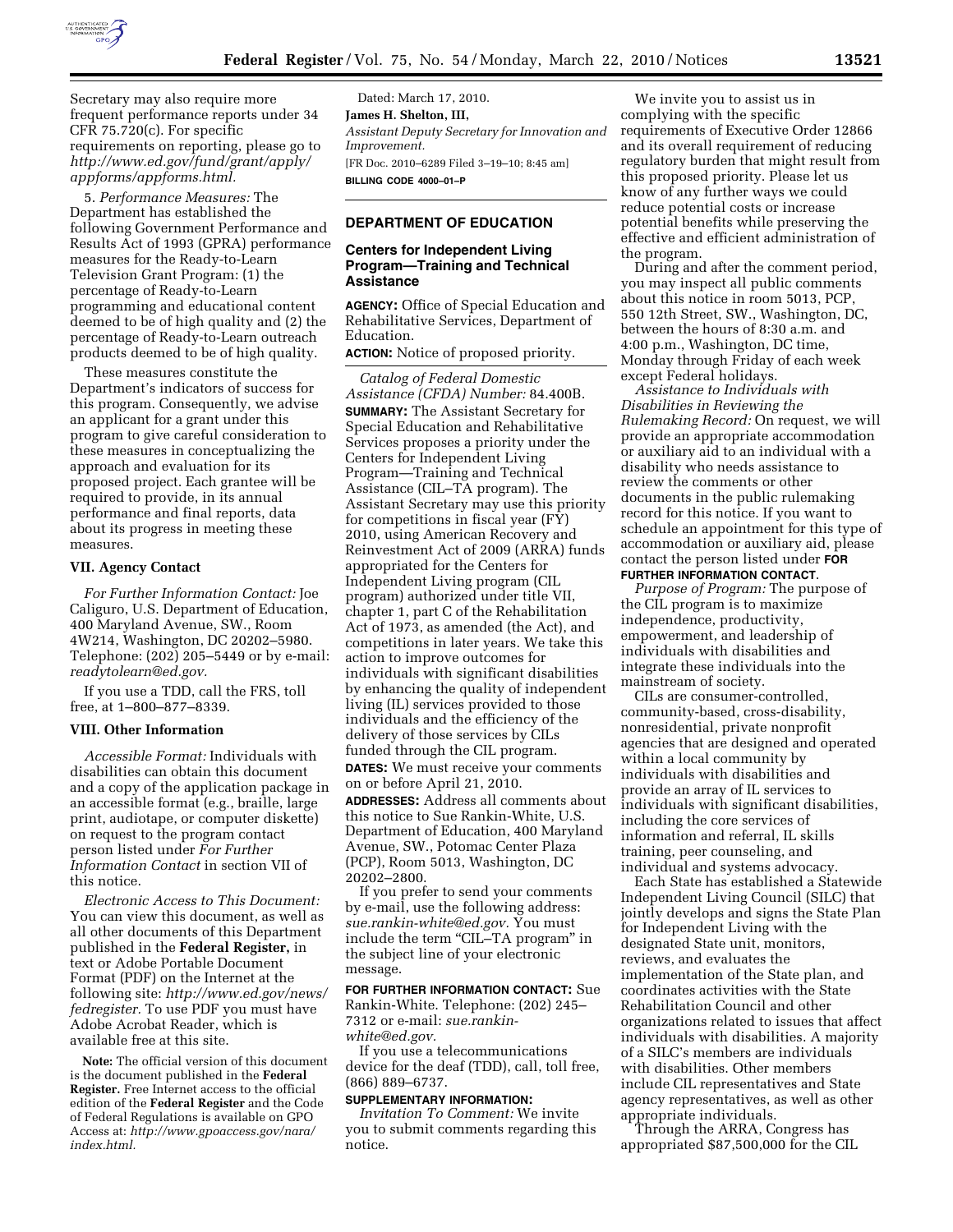Secretary may also require more frequent performance reports under 34 CFR 75.720(c). For specific requirements on reporting, please go to *http://www.ed.gov/fund/grant/apply/appforms/appforms.html.*

5. *Performance Measures:* The Department has established the following Government Performance and Results Act of 1993 (GPRA) performance measures for the Ready-to-Learn Television Grant Program: (1) the percentage of Ready-to-Learn programming and educational content deemed to be of high quality and (2) the percentage of Ready-to-Learn outreach products deemed to be of high quality.

These measures constitute the Department's indicators of success for this program. Consequently, we advise an applicant for a grant under this program to give careful consideration to these measures in conceptualizing the approach and evaluation for its proposed project. Each grantee will be required to provide, in its annual performance and final reports, data about its progress in meeting these measures.

### VII. Agency Contact

*For Further Information Contact:* Joe Caliguro, U.S. Department of Education, 400 Maryland Avenue, SW., Room 4W214, Washington, DC 20202–5980. Telephone: (202) 205–5449 or by e-mail: *readytolearn@ed.gov.*

If you use a TDD, call the FRS, toll free, at 1–800–877–8339.

### VIII. Other Information

*Accessible Format:* Individuals with disabilities can obtain this document and a copy of the application package in an accessible format (e.g., braille, large print, audiotape, or computer diskette) on request to the program contact person listed under *For Further Information Contact* in section VII of this notice.

*Electronic Access to This Document:* You can view this document, as well as all other documents of this Department published in the **Federal Register,** in text or Adobe Portable Document Format (PDF) on the Internet at the following site: *http://www.ed.gov/news/fedregister.* To use PDF you must have Adobe Acrobat Reader, which is available free at this site.

**Note:** The official version of this document is the document published in the **Federal Register.** Free Internet access to the official edition of the **Federal Register** and the Code of Federal Regulations is available on GPO Access at: *http://www.gpoaccess.gov/nara/index.html.*

Dated: March 17, 2010.

**James H. Shelton, III,**

*Assistant Deputy Secretary for Innovation and Improvement.*

[FR Doc. 2010–6289 Filed 3–19–10; 8:45 am]

**BILLING CODE 4000–01–P**

## DEPARTMENT OF EDUCATION

### Centers for Independent Living Program—Training and Technical Assistance

**AGENCY:** Office of Special Education and Rehabilitative Services, Department of Education.

**ACTION:** Notice of proposed priority.

*Catalog of Federal Domestic Assistance (CFDA) Number:* 84.400B.

**SUMMARY:** The Assistant Secretary for Special Education and Rehabilitative Services proposes a priority under the Centers for Independent Living Program—Training and Technical Assistance (CIL–TA program). The Assistant Secretary may use this priority for competitions in fiscal year (FY) 2010, using American Recovery and Reinvestment Act of 2009 (ARRA) funds appropriated for the Centers for Independent Living program (CIL program) authorized under title VII, chapter 1, part C of the Rehabilitation Act of 1973, as amended (the Act), and competitions in later years. We take this action to improve outcomes for individuals with significant disabilities by enhancing the quality of independent living (IL) services provided to those individuals and the efficiency of the delivery of those services by CILs funded through the CIL program.

**DATES:** We must receive your comments on or before April 21, 2010.

**ADDRESSES:** Address all comments about this notice to Sue Rankin-White, U.S. Department of Education, 400 Maryland Avenue, SW., Potomac Center Plaza (PCP), Room 5013, Washington, DC 20202–2800.

If you prefer to send your comments by e-mail, use the following address: *sue.rankin-white@ed.gov.* You must include the term "CIL–TA program" in the subject line of your electronic message.

**FOR FURTHER INFORMATION CONTACT:** Sue Rankin-White. Telephone: (202) 245–7312 or e-mail: *sue.rankin-white@ed.gov.*

If you use a telecommunications device for the deaf (TDD), call, toll free, (866) 889–6737.

**SUPPLEMENTARY INFORMATION:**

*Invitation To Comment:* We invite you to submit comments regarding this notice.

We invite you to assist us in complying with the specific requirements of Executive Order 12866 and its overall requirement of reducing regulatory burden that might result from this proposed priority. Please let us know of any further ways we could reduce potential costs or increase potential benefits while preserving the effective and efficient administration of the program.

During and after the comment period, you may inspect all public comments about this notice in room 5013, PCP, 550 12th Street, SW., Washington, DC, between the hours of 8:30 a.m. and 4:00 p.m., Washington, DC time, Monday through Friday of each week except Federal holidays.

*Assistance to Individuals with Disabilities in Reviewing the Rulemaking Record:* On request, we will provide an appropriate accommodation or auxiliary aid to an individual with a disability who needs assistance to review the comments or other documents in the public rulemaking record for this notice. If you want to schedule an appointment for this type of accommodation or auxiliary aid, please contact the person listed under **FOR FURTHER INFORMATION CONTACT**.

*Purpose of Program:* The purpose of the CIL program is to maximize independence, productivity, empowerment, and leadership of individuals with disabilities and integrate these individuals into the mainstream of society.

CILs are consumer-controlled, community-based, cross-disability, nonresidential, private nonprofit agencies that are designed and operated within a local community by individuals with disabilities and provide an array of IL services to individuals with significant disabilities, including the core services of information and referral, IL skills training, peer counseling, and individual and systems advocacy.

Each State has established a Statewide Independent Living Council (SILC) that jointly develops and signs the State Plan for Independent Living with the designated State unit, monitors, reviews, and evaluates the implementation of the State plan, and coordinates activities with the State Rehabilitation Council and other organizations related to issues that affect individuals with disabilities. A majority of a SILC's members are individuals with disabilities. Other members include CIL representatives and State agency representatives, as well as other appropriate individuals.

Through the ARRA, Congress has appropriated $87,500,000 for the CIL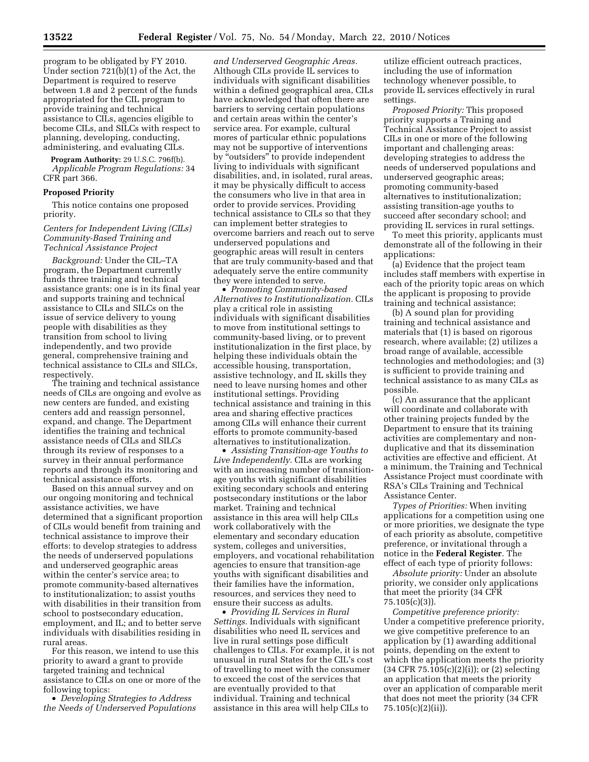program to be obligated by FY 2010. Under section 721(b)(1) of the Act, the Department is required to reserve between 1.8 and 2 percent of the funds appropriated for the CIL program to provide training and technical assistance to CILs, agencies eligible to become CILs, and SILCs with respect to planning, developing, conducting, administering, and evaluating CILs.

**Program Authority:** 29 U.S.C. 796f(b).

*Applicable Program Regulations:* 34 CFR part 366.

**Proposed Priority**

This notice contains one proposed priority.

*Centers for Independent Living (CILs) Community-Based Training and Technical Assistance Project*

*Background:* Under the CIL–TA program, the Department currently funds three training and technical assistance grants: one is in its final year and supports training and technical assistance to CILs and SILCs on the issue of service delivery to young people with disabilities as they transition from school to living independently, and two provide general, comprehensive training and technical assistance to CILs and SILCs, respectively.

The training and technical assistance needs of CILs are ongoing and evolve as new centers are funded, and existing centers add and reassign personnel, expand, and change. The Department identifies the training and technical assistance needs of CILs and SILCs through its review of responses to a survey in their annual performance reports and through its monitoring and technical assistance efforts.

Based on this annual survey and on our ongoing monitoring and technical assistance activities, we have determined that a significant proportion of CILs would benefit from training and technical assistance to improve their efforts: to develop strategies to address the needs of underserved populations and underserved geographic areas within the center's service area; to promote community-based alternatives to institutionalization; to assist youths with disabilities in their transition from school to postsecondary education, employment, and IL; and to better serve individuals with disabilities residing in rural areas.

For this reason, we intend to use this priority to award a grant to provide targeted training and technical assistance to CILs on one or more of the following topics:

- *Developing Strategies to Address the Needs of Underserved Populations and Underserved Geographic Areas.* Although CILs provide IL services to individuals with significant disabilities within a defined geographical area, CILs have acknowledged that often there are barriers to serving certain populations and certain areas within the center's service area. For example, cultural mores of particular ethnic populations may not be supportive of interventions by "outsiders" to provide independent living to individuals with significant disabilities, and, in isolated, rural areas, it may be physically difficult to access the consumers who live in that area in order to provide services. Providing technical assistance to CILs so that they can implement better strategies to overcome barriers and reach out to serve underserved populations and geographic areas will result in centers that are truly community-based and that adequately serve the entire community they were intended to serve.
- *Promoting Community-based Alternatives to Institutionalization.* CILs play a critical role in assisting individuals with significant disabilities to move from institutional settings to community-based living, or to prevent institutionalization in the first place, by helping these individuals obtain the accessible housing, transportation, assistive technology, and IL skills they need to leave nursing homes and other institutional settings. Providing technical assistance and training in this area and sharing effective practices among CILs will enhance their current efforts to promote community-based alternatives to institutionalization.
- *Assisting Transition-age Youths to Live Independently.* CILs are working with an increasing number of transition-age youths with significant disabilities exiting secondary schools and entering postsecondary institutions or the labor market. Training and technical assistance in this area will help CILs work collaboratively with the elementary and secondary education system, colleges and universities, employers, and vocational rehabilitation agencies to ensure that transition-age youths with significant disabilities and their families have the information, resources, and services they need to ensure their success as adults.
- *Providing IL Services in Rural Settings.* Individuals with significant disabilities who need IL services and live in rural settings pose difficult challenges to CILs. For example, it is not unusual in rural States for the CIL's cost of travelling to meet with the consumer to exceed the cost of the services that are eventually provided to that individual. Training and technical assistance in this area will help CILs to utilize efficient outreach practices, including the use of information technology whenever possible, to provide IL services effectively in rural settings.

*Proposed Priority:* This proposed priority supports a Training and Technical Assistance Project to assist CILs in one or more of the following important and challenging areas: developing strategies to address the needs of underserved populations and underserved geographic areas; promoting community-based alternatives to institutionalization; assisting transition-age youths to succeed after secondary school; and providing IL services in rural settings.

To meet this priority, applicants must demonstrate all of the following in their applications:

(a) Evidence that the project team includes staff members with expertise in each of the priority topic areas on which the applicant is proposing to provide training and technical assistance;

(b) A sound plan for providing training and technical assistance and materials that (1) is based on rigorous research, where available; (2) utilizes a broad range of available, accessible technologies and methodologies; and (3) is sufficient to provide training and technical assistance to as many CILs as possible.

(c) An assurance that the applicant will coordinate and collaborate with other training projects funded by the Department to ensure that its training activities are complementary and non-duplicative and that its dissemination activities are effective and efficient. At a minimum, the Training and Technical Assistance Project must coordinate with RSA's CILs Training and Technical Assistance Center.

*Types of Priorities:* When inviting applications for a competition using one or more priorities, we designate the type of each priority as absolute, competitive preference, or invitational through a notice in the **Federal Register**. The effect of each type of priority follows:

*Absolute priority:* Under an absolute priority, we consider only applications that meet the priority (34 CFR 75.105(c)(3)).

*Competitive preference priority:* Under a competitive preference priority, we give competitive preference to an application by (1) awarding additional points, depending on the extent to which the application meets the priority (34 CFR 75.105(c)(2)(i)); or (2) selecting an application that meets the priority over an application of comparable merit that does not meet the priority (34 CFR 75.105(c)(2)(ii)).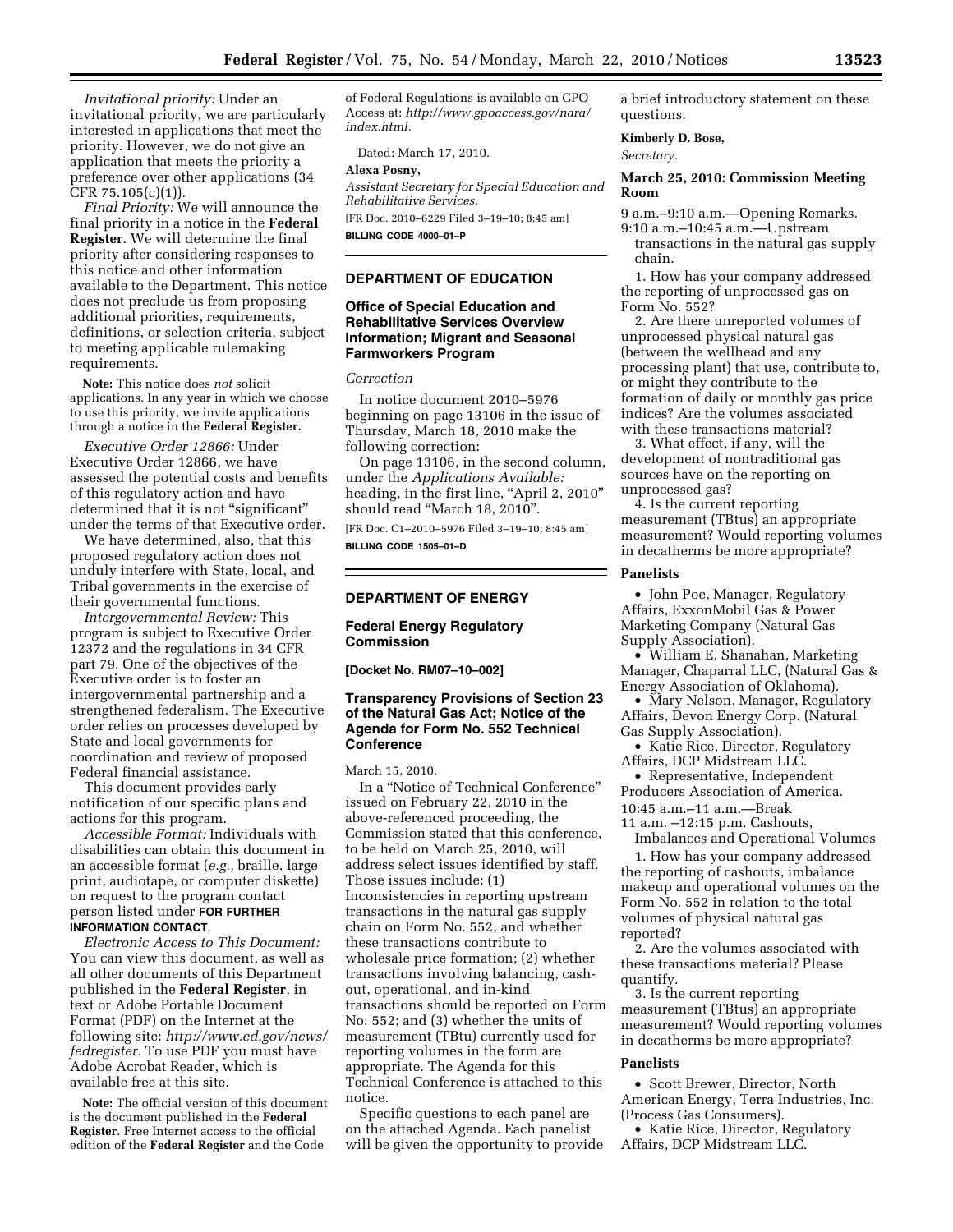*Invitational priority:* Under an invitational priority, we are particularly interested in applications that meet the priority. However, we do not give an application that meets the priority a preference over other applications (34 CFR 75.105(c)(1)).

*Final Priority:* We will announce the final priority in a notice in the **Federal Register**. We will determine the final priority after considering responses to this notice and other information available to the Department. This notice does not preclude us from proposing additional priorities, requirements, definitions, or selection criteria, subject to meeting applicable rulemaking requirements.

**Note:** This notice does *not* solicit applications. In any year in which we choose to use this priority, we invite applications through a notice in the **Federal Register.**

*Executive Order 12866:* Under Executive Order 12866, we have assessed the potential costs and benefits of this regulatory action and have determined that it is not "significant" under the terms of that Executive order.

We have determined, also, that this proposed regulatory action does not unduly interfere with State, local, and Tribal governments in the exercise of their governmental functions.

*Intergovernmental Review:* This program is subject to Executive Order 12372 and the regulations in 34 CFR part 79. One of the objectives of the Executive order is to foster an intergovernmental partnership and a strengthened federalism. The Executive order relies on processes developed by State and local governments for coordination and review of proposed Federal financial assistance.

This document provides early notification of our specific plans and actions for this program.

*Accessible Format:* Individuals with disabilities can obtain this document in an accessible format (*e.g.,* braille, large print, audiotape, or computer diskette) on request to the program contact person listed under **FOR FURTHER INFORMATION CONTACT**.

*Electronic Access to This Document:* You can view this document, as well as all other documents of this Department published in the **Federal Register**, in text or Adobe Portable Document Format (PDF) on the Internet at the following site: *http://www.ed.gov/news/fedregister*. To use PDF you must have Adobe Acrobat Reader, which is available free at this site.

**Note:** The official version of this document is the document published in the **Federal Register**. Free Internet access to the official edition of the **Federal Register** and the Code of Federal Regulations is available on GPO Access at: *http://www.gpoaccess.gov/nara/index.html.*

Dated: March 17, 2010.

**Alexa Posny,**

*Assistant Secretary for Special Education and Rehabilitative Services.*

[FR Doc. 2010–6229 Filed 3–19–10; 8:45 am]

**BILLING CODE 4000–01–P**

## DEPARTMENT OF EDUCATION

### Office of Special Education and Rehabilitative Services Overview Information; Migrant and Seasonal Farmworkers Program

*Correction*

In notice document 2010–5976 beginning on page 13106 in the issue of Thursday, March 18, 2010 make the following correction:

On page 13106, in the second column, under the *Applications Available:* heading, in the first line, "April 2, 2010" should read "March 18, 2010".

[FR Doc. C1–2010–5976 Filed 3–19–10; 8:45 am]

**BILLING CODE 1505–01–D**

## DEPARTMENT OF ENERGY

### Federal Energy Regulatory Commission

**[Docket No. RM07–10–002]**

### Transparency Provisions of Section 23 of the Natural Gas Act; Notice of the Agenda for Form No. 552 Technical Conference

March 15, 2010.

In a "Notice of Technical Conference" issued on February 22, 2010 in the above-referenced proceeding, the Commission stated that this conference, to be held on March 25, 2010, will address select issues identified by staff. Those issues include: (1) Inconsistencies in reporting upstream transactions in the natural gas supply chain on Form No. 552, and whether these transactions contribute to wholesale price formation; (2) whether transactions involving balancing, cash-out, operational, and in-kind transactions should be reported on Form No. 552; and (3) whether the units of measurement (TBtu) currently used for reporting volumes in the form are appropriate. The Agenda for this Technical Conference is attached to this notice.

Specific questions to each panel are on the attached Agenda. Each panelist will be given the opportunity to provide a brief introductory statement on these questions.

**Kimberly D. Bose,**

*Secretary.*

#### March 25, 2010: Commission Meeting Room

9 a.m.–9:10 a.m.—Opening Remarks.

9:10 a.m.–10:45 a.m.—Upstream transactions in the natural gas supply chain.

1. How has your company addressed the reporting of unprocessed gas on Form No. 552?

2. Are there unreported volumes of unprocessed physical natural gas (between the wellhead and any processing plant) that use, contribute to, or might they contribute to the formation of daily or monthly gas price indices? Are the volumes associated with these transactions material?

3. What effect, if any, will the development of nontraditional gas sources have on the reporting on unprocessed gas?

4. Is the current reporting measurement (TBtus) an appropriate measurement? Would reporting volumes in decatherms be more appropriate?

#### Panelists

- John Poe, Manager, Regulatory Affairs, ExxonMobil Gas & Power Marketing Company (Natural Gas Supply Association).
- William E. Shanahan, Marketing Manager, Chaparral LLC, (Natural Gas & Energy Association of Oklahoma).
- Mary Nelson, Manager, Regulatory Affairs, Devon Energy Corp. (Natural Gas Supply Association).
- Katie Rice, Director, Regulatory Affairs, DCP Midstream LLC.
- Representative, Independent Producers Association of America.

10:45 a.m.–11 a.m.—Break

11 a.m. –12:15 p.m. Cashouts, Imbalances and Operational Volumes

1. How has your company addressed the reporting of cashouts, imbalance makeup and operational volumes on the Form No. 552 in relation to the total volumes of physical natural gas reported?

2. Are the volumes associated with these transactions material? Please quantify.

3. Is the current reporting measurement (TBtus) an appropriate measurement? Would reporting volumes in decatherms be more appropriate?

#### Panelists

- Scott Brewer, Director, North American Energy, Terra Industries, Inc. (Process Gas Consumers).
- Katie Rice, Director, Regulatory Affairs, DCP Midstream LLC.